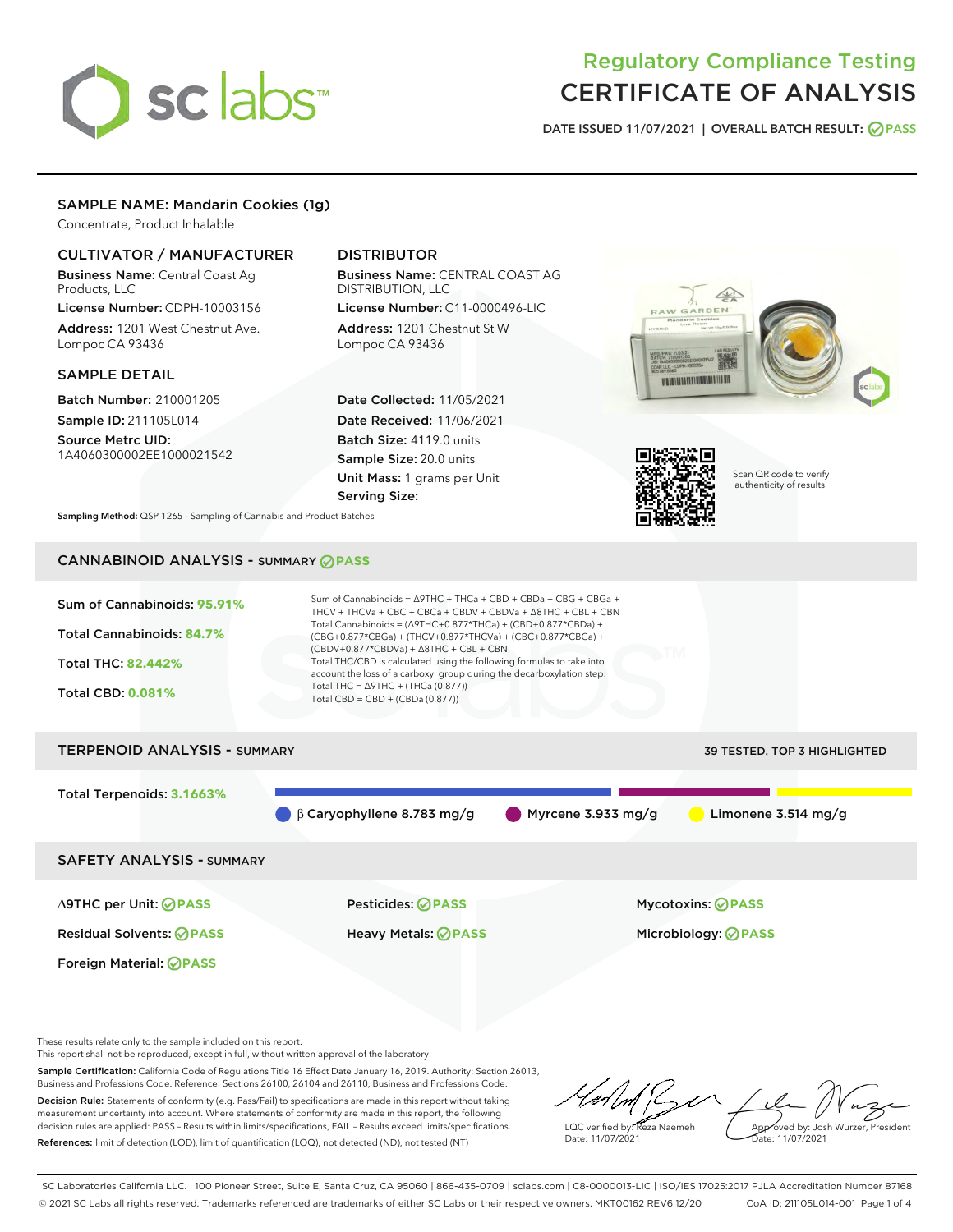# Regulatory Compliance Testing
# CERTIFICATE OF ANALYSIS

DATE ISSUED 11/07/2021 | OVERALL BATCH RESULT: PASS

## SAMPLE NAME: Mandarin Cookies (1g)

Concentrate, Product Inhalable

### CULTIVATOR / MANUFACTURER

**Business Name:** Central Coast Ag Products, LLC

**License Number:** CDPH-10003156

**Address:** 1201 West Chestnut Ave. Lompoc CA 93436

### DISTRIBUTOR

**Business Name:** CENTRAL COAST AG DISTRIBUTION, LLC

**License Number:** C11-0000496-LIC

**Address:** 1201 Chestnut St W Lompoc CA 93436

### SAMPLE DETAIL

**Batch Number:** 210001205

**Sample ID:** 211105L014

**Source Metrc UID:** 1A4060300002EE1000021542

**Date Collected:** 11/05/2021

**Date Received:** 11/06/2021

**Batch Size:** 4119.0 units

**Sample Size:** 20.0 units

**Unit Mass:** 1 grams per Unit

**Serving Size:**

Scan QR code to verify authenticity of results.

**Sampling Method:** QSP 1265 - Sampling of Cannabis and Product Batches

## CANNABINOID ANALYSIS - SUMMARY PASS

Sum of Cannabinoids: **95.91%**

Total Cannabinoids: **84.7%**

Total THC: **82.442%**

Total CBD: **0.081%**

Sum of Cannabinoids = Δ9THC + THCa + CBD + CBDa + CBG + CBGa + THCV + THCVa + CBC + CBCa + CBDV + CBDVa + Δ8THC + CBL + CBN

Total Cannabinoids = (Δ9THC+0.877*THCa) + (CBD+0.877*CBDa) + (CBG+0.877*CBGa) + (THCV+0.877*THCVa) + (CBC+0.877*CBCa) + (CBDV+0.877*CBDVa) + Δ8THC + CBL + CBN

Total THC/CBD is calculated using the following formulas to take into account the loss of a carboxyl group during the decarboxylation step:

Total THC = Δ9THC + (THCa (0.877))

Total CBD = CBD + (CBDa (0.877))

## TERPENOID ANALYSIS - SUMMARY

39 TESTED, TOP 3 HIGHLIGHTED

Total Terpenoids: **3.1663%**

β Caryophyllene 8.783 mg/g | Myrcene 3.933 mg/g | Limonene 3.514 mg/g

## SAFETY ANALYSIS - SUMMARY

| | | |
|---|---|---|
| Δ9THC per Unit: PASS | Pesticides: PASS | Mycotoxins: PASS |
| Residual Solvents: PASS | Heavy Metals: PASS | Microbiology: PASS |
| Foreign Material: PASS | | |

These results relate only to the sample included on this report.
This report shall not be reproduced, except in full, without written approval of the laboratory.

**Sample Certification:** California Code of Regulations Title 16 Effect Date January 16, 2019. Authority: Section 26013, Business and Professions Code. Reference: Sections 26100, 26104 and 26110, Business and Professions Code.

**Decision Rule:** Statements of conformity (e.g. Pass/Fail) to specifications are made in this report without taking measurement uncertainty into account. Where statements of conformity are made in this report, the following decision rules are applied: PASS – Results within limits/specifications, FAIL – Results exceed limits/specifications.

**References:** limit of detection (LOD), limit of quantification (LOQ), not detected (ND), not tested (NT)

LQC verified by: Reza Naemeh
Date: 11/07/2021

Approved by: Josh Wurzer, President
Date: 11/07/2021

SC Laboratories California LLC. | 100 Pioneer Street, Suite E, Santa Cruz, CA 95060 | 866-435-0709 | sclabs.com | C8-0000013-LIC | ISO/IES 17025:2017 PJLA Accreditation Number 87168
© 2021 SC Labs all rights reserved. Trademarks referenced are trademarks of either SC Labs or their respective owners. MKT00162 REV6 12/20 CoA ID: 211105L014-001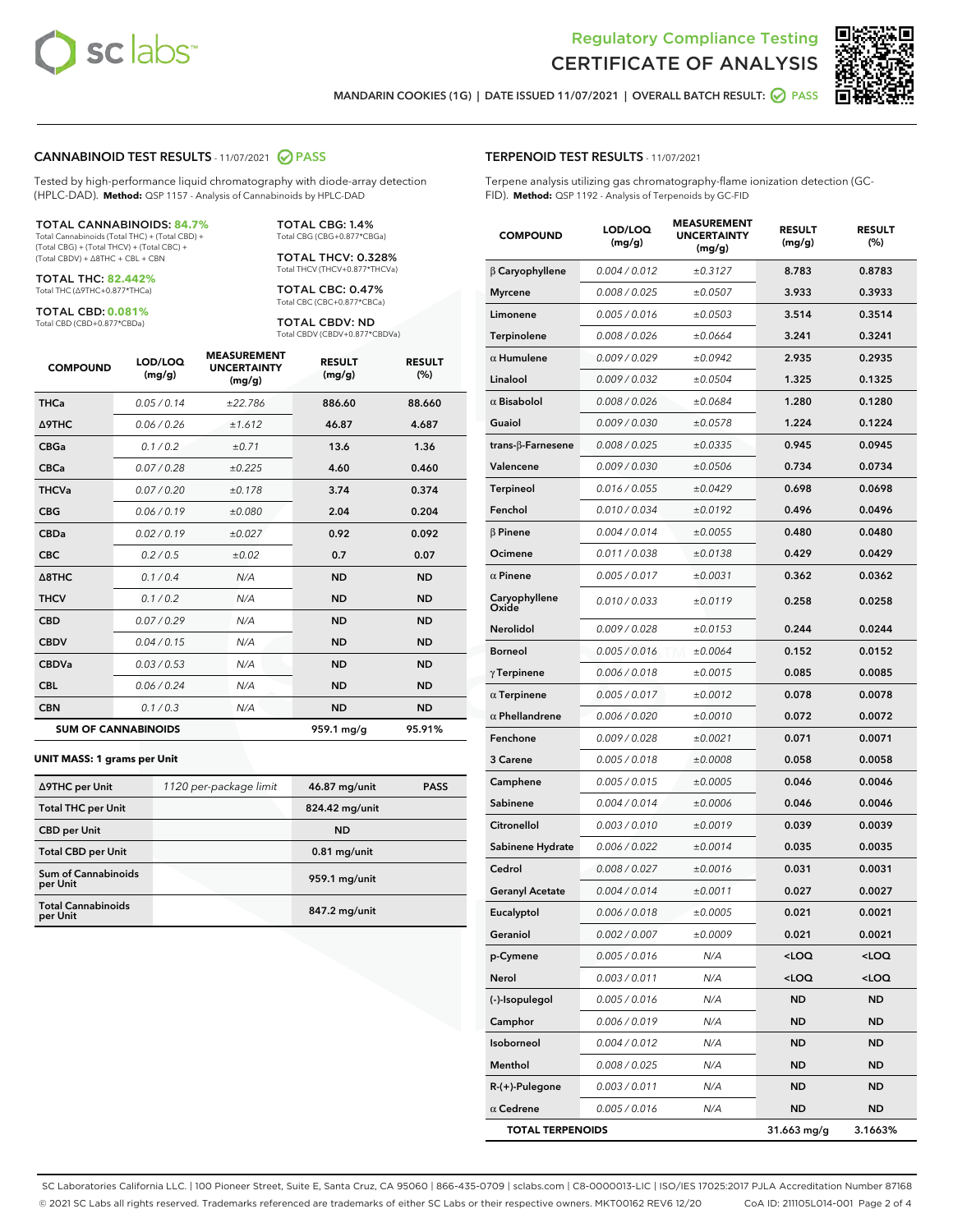# Regulatory Compliance Testing
# CERTIFICATE OF ANALYSIS

MANDARIN COOKIES (1G) | DATE ISSUED 11/07/2021 | OVERALL BATCH RESULT: PASS

## CANNABINOID TEST RESULTS - 11/07/2021 PASS

Tested by high-performance liquid chromatography with diode-array detection (HPLC-DAD). **Method:** QSP 1157 - Analysis of Cannabinoids by HPLC-DAD

**TOTAL CANNABINOIDS: 84.7%**
Total Cannabinoids (Total THC) + (Total CBD) + (Total CBG) + (Total THCV) + (Total CBC) + (Total CBDV) + Δ8THC + CBL + CBN

**TOTAL THC: 82.442%**
Total THC (Δ9THC+0.877*THCa)

**TOTAL CBD: 0.081%**
Total CBD (CBD+0.877*CBDa)

**TOTAL CBG: 1.4%**
Total CBG (CBG+0.877*CBGa)

**TOTAL THCV: 0.328%**
Total THCV (THCV+0.877*THCVa)

**TOTAL CBC: 0.47%**
Total CBC (CBC+0.877*CBCa)

**TOTAL CBDV: ND**
Total CBDV (CBDV+0.877*CBDVa)

| COMPOUND | LOD/LOQ (mg/g) | MEASUREMENT UNCERTAINTY (mg/g) | RESULT (mg/g) | RESULT (%) |
|---|---|---|---|---|
| THCa | 0.05 / 0.14 | ±22.786 | 886.60 | 88.660 |
| Δ9THC | 0.06 / 0.26 | ±1.612 | 46.87 | 4.687 |
| CBGa | 0.1 / 0.2 | ±0.71 | 13.6 | 1.36 |
| CBCa | 0.07 / 0.28 | ±0.225 | 4.60 | 0.460 |
| THCVa | 0.07 / 0.20 | ±0.178 | 3.74 | 0.374 |
| CBG | 0.06 / 0.19 | ±0.080 | 2.04 | 0.204 |
| CBDa | 0.02 / 0.19 | ±0.027 | 0.92 | 0.092 |
| CBC | 0.2 / 0.5 | ±0.02 | 0.7 | 0.07 |
| Δ8THC | 0.1 / 0.4 | N/A | ND | ND |
| THCV | 0.1 / 0.2 | N/A | ND | ND |
| CBD | 0.07 / 0.29 | N/A | ND | ND |
| CBDV | 0.04 / 0.15 | N/A | ND | ND |
| CBDVa | 0.03 / 0.53 | N/A | ND | ND |
| CBL | 0.06 / 0.24 | N/A | ND | ND |
| CBN | 0.1 / 0.3 | N/A | ND | ND |
| **SUM OF CANNABINOIDS** | | | **959.1 mg/g** | **95.91%** |

**UNIT MASS: 1 grams per Unit**

| | | | |
|---|---|---|---|
| Δ9THC per Unit | 1120 per-package limit | 46.87 mg/unit | PASS |
| Total THC per Unit | | 824.42 mg/unit | |
| CBD per Unit | | ND | |
| Total CBD per Unit | | 0.81 mg/unit | |
| Sum of Cannabinoids per Unit | | 959.1 mg/unit | |
| Total Cannabinoids per Unit | | 847.2 mg/unit | |

## TERPENOID TEST RESULTS - 11/07/2021

Terpene analysis utilizing gas chromatography-flame ionization detection (GC-FID). **Method:** QSP 1192 - Analysis of Terpenoids by GC-FID

| COMPOUND | LOD/LOQ (mg/g) | MEASUREMENT UNCERTAINTY (mg/g) | RESULT (mg/g) | RESULT (%) |
|---|---|---|---|---|
| β Caryophyllene | 0.004 / 0.012 | ±0.3127 | 8.783 | 0.8783 |
| Myrcene | 0.008 / 0.025 | ±0.0507 | 3.933 | 0.3933 |
| Limonene | 0.005 / 0.016 | ±0.0503 | 3.514 | 0.3514 |
| Terpinolene | 0.008 / 0.026 | ±0.0664 | 3.241 | 0.3241 |
| α Humulene | 0.009 / 0.029 | ±0.0942 | 2.935 | 0.2935 |
| Linalool | 0.009 / 0.032 | ±0.0504 | 1.325 | 0.1325 |
| α Bisabolol | 0.008 / 0.026 | ±0.0684 | 1.280 | 0.1280 |
| Guaiol | 0.009 / 0.030 | ±0.0578 | 1.224 | 0.1224 |
| trans-β-Farnesene | 0.008 / 0.025 | ±0.0335 | 0.945 | 0.0945 |
| Valencene | 0.009 / 0.030 | ±0.0506 | 0.734 | 0.0734 |
| Terpineol | 0.016 / 0.055 | ±0.0429 | 0.698 | 0.0698 |
| Fenchol | 0.010 / 0.034 | ±0.0192 | 0.496 | 0.0496 |
| β Pinene | 0.004 / 0.014 | ±0.0055 | 0.480 | 0.0480 |
| Ocimene | 0.011 / 0.038 | ±0.0138 | 0.429 | 0.0429 |
| α Pinene | 0.005 / 0.017 | ±0.0031 | 0.362 | 0.0362 |
| Caryophyllene Oxide | 0.010 / 0.033 | ±0.0119 | 0.258 | 0.0258 |
| Nerolidol | 0.009 / 0.028 | ±0.0153 | 0.244 | 0.0244 |
| Borneol | 0.005 / 0.016 | ±0.0064 | 0.152 | 0.0152 |
| γ Terpinene | 0.006 / 0.018 | ±0.0015 | 0.085 | 0.0085 |
| α Terpinene | 0.005 / 0.017 | ±0.0012 | 0.078 | 0.0078 |
| α Phellandrene | 0.006 / 0.020 | ±0.0010 | 0.072 | 0.0072 |
| Fenchone | 0.009 / 0.028 | ±0.0021 | 0.071 | 0.0071 |
| 3 Carene | 0.005 / 0.018 | ±0.0008 | 0.058 | 0.0058 |
| Camphene | 0.005 / 0.015 | ±0.0005 | 0.046 | 0.0046 |
| Sabinene | 0.004 / 0.014 | ±0.0006 | 0.046 | 0.0046 |
| Citronellol | 0.003 / 0.010 | ±0.0019 | 0.039 | 0.0039 |
| Sabinene Hydrate | 0.006 / 0.022 | ±0.0014 | 0.035 | 0.0035 |
| Cedrol | 0.008 / 0.027 | ±0.0016 | 0.031 | 0.0031 |
| Geranyl Acetate | 0.004 / 0.014 | ±0.0011 | 0.027 | 0.0027 |
| Eucalyptol | 0.006 / 0.018 | ±0.0005 | 0.021 | 0.0021 |
| Geraniol | 0.002 / 0.007 | ±0.0009 | 0.021 | 0.0021 |
| p-Cymene | 0.005 / 0.016 | N/A | <LOQ | <LOQ |
| Nerol | 0.003 / 0.011 | N/A | <LOQ | <LOQ |
| (-)-Isopulegol | 0.005 / 0.016 | N/A | ND | ND |
| Camphor | 0.006 / 0.019 | N/A | ND | ND |
| Isoborneol | 0.004 / 0.012 | N/A | ND | ND |
| Menthol | 0.008 / 0.025 | N/A | ND | ND |
| R-(+)-Pulegone | 0.003 / 0.011 | N/A | ND | ND |
| α Cedrene | 0.005 / 0.016 | N/A | ND | ND |
| **TOTAL TERPENOIDS** | | | **31.663 mg/g** | **3.1663%** |

SC Laboratories California LLC. | 100 Pioneer Street, Suite E, Santa Cruz, CA 95060 | 866-435-0709 | sclabs.com | C8-0000013-LIC | ISO/IES 17025:2017 PJLA Accreditation Number 87168
© 2021 SC Labs all rights reserved. Trademarks referenced are trademarks of either SC Labs or their respective owners. MKT00162 REV6 12/20 CoA ID: 211105L014-001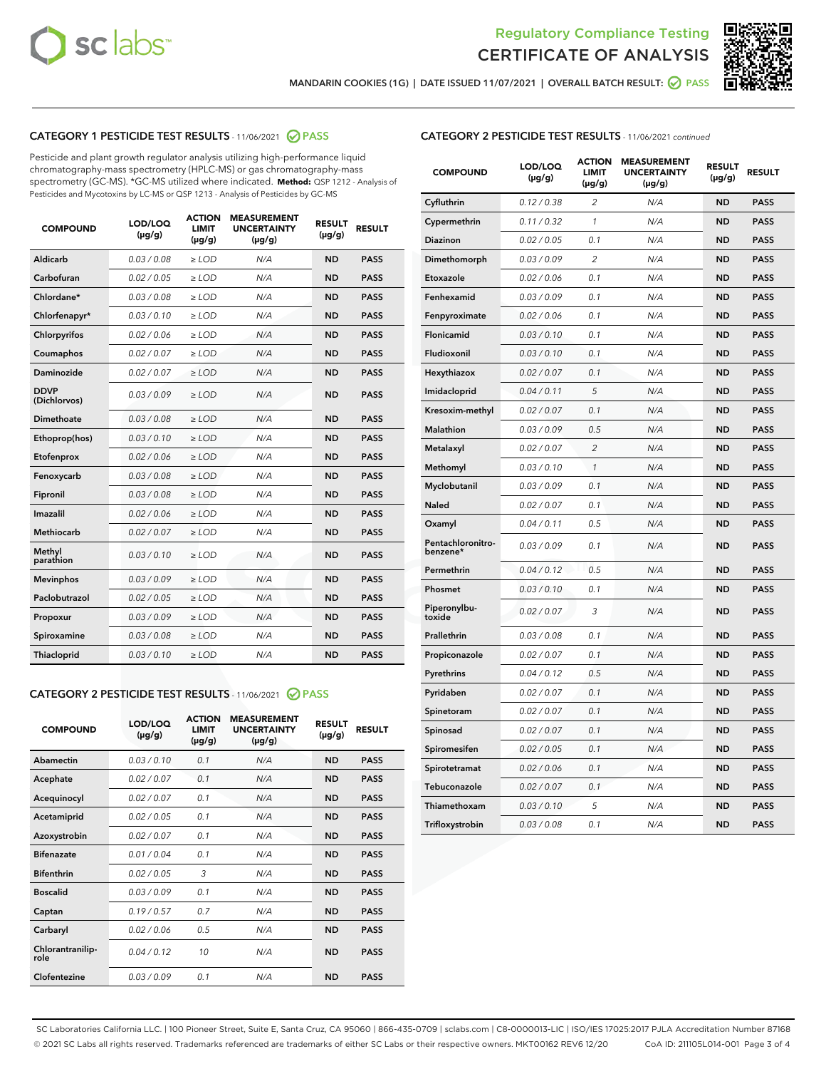Regulatory Compliance Testing

# CERTIFICATE OF ANALYSIS

MANDARIN COOKIES (1G) | DATE ISSUED 11/07/2021 | OVERALL BATCH RESULT: PASS

## CATEGORY 1 PESTICIDE TEST RESULTS - 11/06/2021 PASS

Pesticide and plant growth regulator analysis utilizing high-performance liquid chromatography-mass spectrometry (HPLC-MS) or gas chromatography-mass spectrometry (GC-MS). *GC-MS utilized where indicated. **Method:** QSP 1212 - Analysis of Pesticides and Mycotoxins by LC-MS or QSP 1213 - Analysis of Pesticides by GC-MS

| COMPOUND | LOD/LOQ (µg/g) | ACTION LIMIT (µg/g) | MEASUREMENT UNCERTAINTY (µg/g) | RESULT (µg/g) | RESULT |
|---|---|---|---|---|---|
| Aldicarb | 0.03 / 0.08 | ≥ LOD | N/A | ND | PASS |
| Carbofuran | 0.02 / 0.05 | ≥ LOD | N/A | ND | PASS |
| Chlordane* | 0.03 / 0.08 | ≥ LOD | N/A | ND | PASS |
| Chlorfenapyr* | 0.03 / 0.10 | ≥ LOD | N/A | ND | PASS |
| Chlorpyrifos | 0.02 / 0.06 | ≥ LOD | N/A | ND | PASS |
| Coumaphos | 0.02 / 0.07 | ≥ LOD | N/A | ND | PASS |
| Daminozide | 0.02 / 0.07 | ≥ LOD | N/A | ND | PASS |
| DDVP (Dichlorvos) | 0.03 / 0.09 | ≥ LOD | N/A | ND | PASS |
| Dimethoate | 0.03 / 0.08 | ≥ LOD | N/A | ND | PASS |
| Ethoprop(hos) | 0.03 / 0.10 | ≥ LOD | N/A | ND | PASS |
| Etofenprox | 0.02 / 0.06 | ≥ LOD | N/A | ND | PASS |
| Fenoxycarb | 0.03 / 0.08 | ≥ LOD | N/A | ND | PASS |
| Fipronil | 0.03 / 0.08 | ≥ LOD | N/A | ND | PASS |
| Imazalil | 0.02 / 0.06 | ≥ LOD | N/A | ND | PASS |
| Methiocarb | 0.02 / 0.07 | ≥ LOD | N/A | ND | PASS |
| Methyl parathion | 0.03 / 0.10 | ≥ LOD | N/A | ND | PASS |
| Mevinphos | 0.03 / 0.09 | ≥ LOD | N/A | ND | PASS |
| Paclobutrazol | 0.02 / 0.05 | ≥ LOD | N/A | ND | PASS |
| Propoxur | 0.03 / 0.09 | ≥ LOD | N/A | ND | PASS |
| Spiroxamine | 0.03 / 0.08 | ≥ LOD | N/A | ND | PASS |
| Thiacloprid | 0.03 / 0.10 | ≥ LOD | N/A | ND | PASS |

## CATEGORY 2 PESTICIDE TEST RESULTS - 11/06/2021 PASS

| COMPOUND | LOD/LOQ (µg/g) | ACTION LIMIT (µg/g) | MEASUREMENT UNCERTAINTY (µg/g) | RESULT (µg/g) | RESULT |
|---|---|---|---|---|---|
| Abamectin | 0.03 / 0.10 | 0.1 | N/A | ND | PASS |
| Acephate | 0.02 / 0.07 | 0.1 | N/A | ND | PASS |
| Acequinocyl | 0.02 / 0.07 | 0.1 | N/A | ND | PASS |
| Acetamiprid | 0.02 / 0.05 | 0.1 | N/A | ND | PASS |
| Azoxystrobin | 0.02 / 0.07 | 0.1 | N/A | ND | PASS |
| Bifenazate | 0.01 / 0.04 | 0.1 | N/A | ND | PASS |
| Bifenthrin | 0.02 / 0.05 | 3 | N/A | ND | PASS |
| Boscalid | 0.03 / 0.09 | 0.1 | N/A | ND | PASS |
| Captan | 0.19 / 0.57 | 0.7 | N/A | ND | PASS |
| Carbaryl | 0.02 / 0.06 | 0.5 | N/A | ND | PASS |
| Chlorantraniliprole | 0.04 / 0.12 | 10 | N/A | ND | PASS |
| Clofentezine | 0.03 / 0.09 | 0.1 | N/A | ND | PASS |
| Cyfluthrin | 0.12 / 0.38 | 2 | N/A | ND | PASS |
| Cypermethrin | 0.11 / 0.32 | 1 | N/A | ND | PASS |
| Diazinon | 0.02 / 0.05 | 0.1 | N/A | ND | PASS |
| Dimethomorph | 0.03 / 0.09 | 2 | N/A | ND | PASS |
| Etoxazole | 0.02 / 0.06 | 0.1 | N/A | ND | PASS |
| Fenhexamid | 0.03 / 0.09 | 0.1 | N/A | ND | PASS |
| Fenpyroximate | 0.02 / 0.06 | 0.1 | N/A | ND | PASS |
| Flonicamid | 0.03 / 0.10 | 0.1 | N/A | ND | PASS |
| Fludioxonil | 0.03 / 0.10 | 0.1 | N/A | ND | PASS |
| Hexythiazox | 0.02 / 0.07 | 0.1 | N/A | ND | PASS |
| Imidacloprid | 0.04 / 0.11 | 5 | N/A | ND | PASS |
| Kresoxim-methyl | 0.02 / 0.07 | 0.1 | N/A | ND | PASS |
| Malathion | 0.03 / 0.09 | 0.5 | N/A | ND | PASS |
| Metalaxyl | 0.02 / 0.07 | 2 | N/A | ND | PASS |
| Methomyl | 0.03 / 0.10 | 1 | N/A | ND | PASS |
| Myclobutanil | 0.03 / 0.09 | 0.1 | N/A | ND | PASS |
| Naled | 0.02 / 0.07 | 0.1 | N/A | ND | PASS |
| Oxamyl | 0.04 / 0.11 | 0.5 | N/A | ND | PASS |
| Pentachloronitrobenzene* | 0.03 / 0.09 | 0.1 | N/A | ND | PASS |
| Permethrin | 0.04 / 0.12 | 0.5 | N/A | ND | PASS |
| Phosmet | 0.03 / 0.10 | 0.1 | N/A | ND | PASS |
| Piperonylbutoxide | 0.02 / 0.07 | 3 | N/A | ND | PASS |
| Prallethrin | 0.03 / 0.08 | 0.1 | N/A | ND | PASS |
| Propiconazole | 0.02 / 0.07 | 0.1 | N/A | ND | PASS |
| Pyrethrins | 0.04 / 0.12 | 0.5 | N/A | ND | PASS |
| Pyridaben | 0.02 / 0.07 | 0.1 | N/A | ND | PASS |
| Spinetoram | 0.02 / 0.07 | 0.1 | N/A | ND | PASS |
| Spinosad | 0.02 / 0.07 | 0.1 | N/A | ND | PASS |
| Spiromesifen | 0.02 / 0.05 | 0.1 | N/A | ND | PASS |
| Spirotetramat | 0.02 / 0.06 | 0.1 | N/A | ND | PASS |
| Tebuconazole | 0.02 / 0.07 | 0.1 | N/A | ND | PASS |
| Thiamethoxam | 0.03 / 0.10 | 5 | N/A | ND | PASS |
| Trifloxystrobin | 0.03 / 0.08 | 0.1 | N/A | ND | PASS |

SC Laboratories California LLC. | 100 Pioneer Street, Suite E, Santa Cruz, CA 95060 | 866-435-0709 | sclabs.com | C8-0000013-LIC | ISO/IES 17025:2017 PJLA Accreditation Number 87168
© 2021 SC Labs all rights reserved. Trademarks referenced are trademarks of either SC Labs or their respective owners. MKT00162 REV6 12/20 CoA ID: 211105L014-001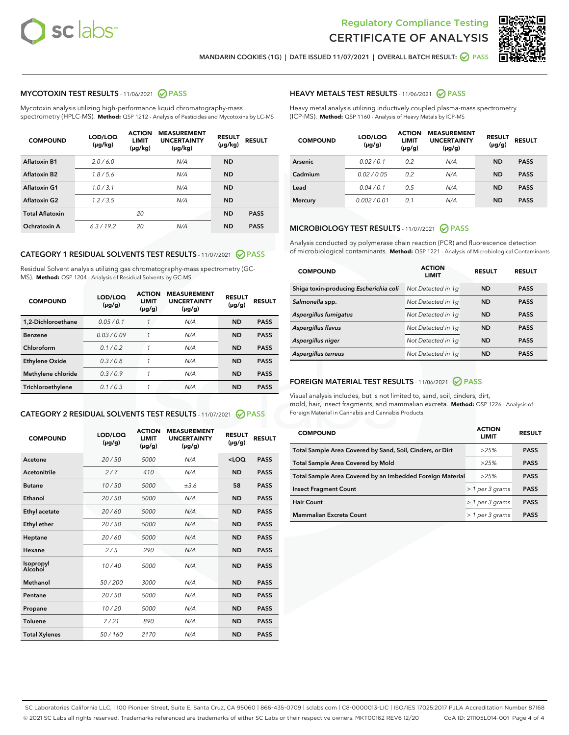Regulatory Compliance Testing

# CERTIFICATE OF ANALYSIS

MANDARIN COOKIES (1G) | DATE ISSUED 11/07/2021 | OVERALL BATCH RESULT: PASS

## MYCOTOXIN TEST RESULTS - 11/06/2021 PASS

Mycotoxin analysis utilizing high-performance liquid chromatography-mass spectrometry (HPLC-MS). **Method:** QSP 1212 - Analysis of Pesticides and Mycotoxins by LC-MS

| COMPOUND | LOD/LOQ (µg/kg) | ACTION LIMIT (µg/kg) | MEASUREMENT UNCERTAINTY (µg/kg) | RESULT (µg/kg) | RESULT |
|---|---|---|---|---|---|
| Aflatoxin B1 | 2.0 / 6.0 | | N/A | ND | |
| Aflatoxin B2 | 1.8 / 5.6 | | N/A | ND | |
| Aflatoxin G1 | 1.0 / 3.1 | | N/A | ND | |
| Aflatoxin G2 | 1.2 / 3.5 | | N/A | ND | |
| Total Aflatoxin | | 20 | | ND | PASS |
| Ochratoxin A | 6.3 / 19.2 | 20 | N/A | ND | PASS |

## CATEGORY 1 RESIDUAL SOLVENTS TEST RESULTS - 11/07/2021 PASS

Residual Solvent analysis utilizing gas chromatography-mass spectrometry (GC-MS). **Method:** QSP 1204 - Analysis of Residual Solvents by GC-MS

| COMPOUND | LOD/LOQ (µg/g) | ACTION LIMIT (µg/g) | MEASUREMENT UNCERTAINTY (µg/g) | RESULT (µg/g) | RESULT |
|---|---|---|---|---|---|
| 1,2-Dichloroethane | 0.05 / 0.1 | 1 | N/A | ND | PASS |
| Benzene | 0.03 / 0.09 | 1 | N/A | ND | PASS |
| Chloroform | 0.1 / 0.2 | 1 | N/A | ND | PASS |
| Ethylene Oxide | 0.3 / 0.8 | 1 | N/A | ND | PASS |
| Methylene chloride | 0.3 / 0.9 | 1 | N/A | ND | PASS |
| Trichloroethylene | 0.1 / 0.3 | 1 | N/A | ND | PASS |

## CATEGORY 2 RESIDUAL SOLVENTS TEST RESULTS - 11/07/2021 PASS

| COMPOUND | LOD/LOQ (µg/g) | ACTION LIMIT (µg/g) | MEASUREMENT UNCERTAINTY (µg/g) | RESULT (µg/g) | RESULT |
|---|---|---|---|---|---|
| Acetone | 20 / 50 | 5000 | N/A | <LOQ | PASS |
| Acetonitrile | 2 / 7 | 410 | N/A | ND | PASS |
| Butane | 10 / 50 | 5000 | ±3.6 | 58 | PASS |
| Ethanol | 20 / 50 | 5000 | N/A | ND | PASS |
| Ethyl acetate | 20 / 60 | 5000 | N/A | ND | PASS |
| Ethyl ether | 20 / 50 | 5000 | N/A | ND | PASS |
| Heptane | 20 / 60 | 5000 | N/A | ND | PASS |
| Hexane | 2 / 5 | 290 | N/A | ND | PASS |
| Isopropyl Alcohol | 10 / 40 | 5000 | N/A | ND | PASS |
| Methanol | 50 / 200 | 3000 | N/A | ND | PASS |
| Pentane | 20 / 50 | 5000 | N/A | ND | PASS |
| Propane | 10 / 20 | 5000 | N/A | ND | PASS |
| Toluene | 7 / 21 | 890 | N/A | ND | PASS |
| Total Xylenes | 50 / 160 | 2170 | N/A | ND | PASS |

## HEAVY METALS TEST RESULTS - 11/06/2021 PASS

Heavy metal analysis utilizing inductively coupled plasma-mass spectrometry (ICP-MS). **Method:** QSP 1160 - Analysis of Heavy Metals by ICP-MS

| COMPOUND | LOD/LOQ (µg/g) | ACTION LIMIT (µg/g) | MEASUREMENT UNCERTAINTY (µg/g) | RESULT (µg/g) | RESULT |
|---|---|---|---|---|---|
| Arsenic | 0.02 / 0.1 | 0.2 | N/A | ND | PASS |
| Cadmium | 0.02 / 0.05 | 0.2 | N/A | ND | PASS |
| Lead | 0.04 / 0.1 | 0.5 | N/A | ND | PASS |
| Mercury | 0.002 / 0.01 | 0.1 | N/A | ND | PASS |

## MICROBIOLOGY TEST RESULTS - 11/07/2021 PASS

Analysis conducted by polymerase chain reaction (PCR) and fluorescence detection of microbiological contaminants. **Method:** QSP 1221 - Analysis of Microbiological Contaminants

| COMPOUND | ACTION LIMIT | RESULT | RESULT |
|---|---|---|---|
| Shiga toxin-producing *Escherichia coli* | Not Detected in 1g | ND | PASS |
| *Salmonella* spp. | Not Detected in 1g | ND | PASS |
| *Aspergillus fumigatus* | Not Detected in 1g | ND | PASS |
| *Aspergillus flavus* | Not Detected in 1g | ND | PASS |
| *Aspergillus niger* | Not Detected in 1g | ND | PASS |
| *Aspergillus terreus* | Not Detected in 1g | ND | PASS |

## FOREIGN MATERIAL TEST RESULTS - 11/06/2021 PASS

Visual analysis includes, but is not limited to, sand, soil, cinders, dirt, mold, hair, insect fragments, and mammalian excreta. **Method:** QSP 1226 - Analysis of Foreign Material in Cannabis and Cannabis Products

| COMPOUND | ACTION LIMIT | RESULT |
|---|---|---|
| Total Sample Area Covered by Sand, Soil, Cinders, or Dirt | >25% | PASS |
| Total Sample Area Covered by Mold | >25% | PASS |
| Total Sample Area Covered by an Imbedded Foreign Material | >25% | PASS |
| Insect Fragment Count | > 1 per 3 grams | PASS |
| Hair Count | > 1 per 3 grams | PASS |
| Mammalian Excreta Count | > 1 per 3 grams | PASS |

SC Laboratories California LLC. | 100 Pioneer Street, Suite E, Santa Cruz, CA 95060 | 866-435-0709 | sclabs.com | C8-0000013-LIC | ISO/IES 17025:2017 PJLA Accreditation Number 87168
© 2021 SC Labs all rights reserved. Trademarks referenced are trademarks of either SC Labs or their respective owners. MKT00162 REV6 12/20 CoA ID: 211105L014-001